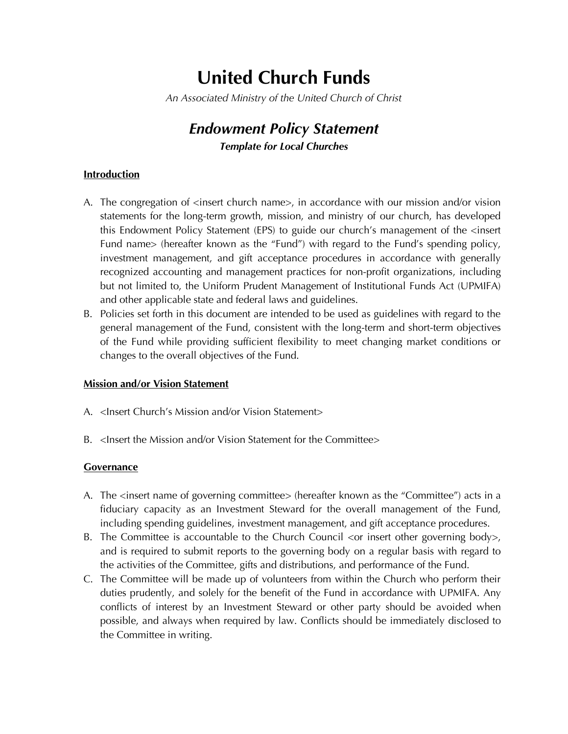# United Church Funds

*An Associated Ministry of the United Church of Christ*

## *Endowment Policy Statement*

***Template for Local Churches***

**Introduction**

A. The congregation of <insert church name>, in accordance with our mission and/or vision statements for the long-term growth, mission, and ministry of our church, has developed this Endowment Policy Statement (EPS) to guide our church's management of the <insert Fund name> (hereafter known as the "Fund") with regard to the Fund's spending policy, investment management, and gift acceptance procedures in accordance with generally recognized accounting and management practices for non-profit organizations, including but not limited to, the Uniform Prudent Management of Institutional Funds Act (UPMIFA) and other applicable state and federal laws and guidelines.

B. Policies set forth in this document are intended to be used as guidelines with regard to the general management of the Fund, consistent with the long-term and short-term objectives of the Fund while providing sufficient flexibility to meet changing market conditions or changes to the overall objectives of the Fund.

**Mission and/or Vision Statement**

A. <Insert Church's Mission and/or Vision Statement>

B. <Insert the Mission and/or Vision Statement for the Committee>

**Governance**

A. The <insert name of governing committee> (hereafter known as the "Committee") acts in a fiduciary capacity as an Investment Steward for the overall management of the Fund, including spending guidelines, investment management, and gift acceptance procedures.

B. The Committee is accountable to the Church Council <or insert other governing body>, and is required to submit reports to the governing body on a regular basis with regard to the activities of the Committee, gifts and distributions, and performance of the Fund.

C. The Committee will be made up of volunteers from within the Church who perform their duties prudently, and solely for the benefit of the Fund in accordance with UPMIFA. Any conflicts of interest by an Investment Steward or other party should be avoided when possible, and always when required by law. Conflicts should be immediately disclosed to the Committee in writing.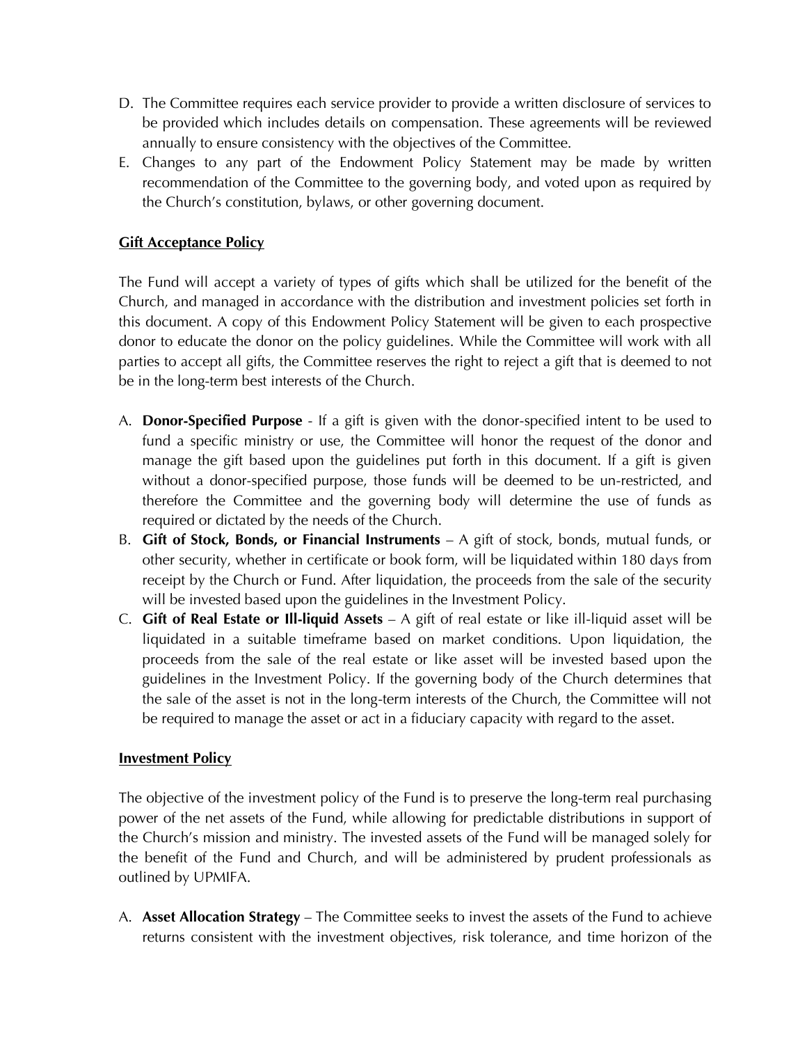D. The Committee requires each service provider to provide a written disclosure of services to be provided which includes details on compensation. These agreements will be reviewed annually to ensure consistency with the objectives of the Committee.

E. Changes to any part of the Endowment Policy Statement may be made by written recommendation of the Committee to the governing body, and voted upon as required by the Church's constitution, bylaws, or other governing document.

## Gift Acceptance Policy

The Fund will accept a variety of types of gifts which shall be utilized for the benefit of the Church, and managed in accordance with the distribution and investment policies set forth in this document. A copy of this Endowment Policy Statement will be given to each prospective donor to educate the donor on the policy guidelines. While the Committee will work with all parties to accept all gifts, the Committee reserves the right to reject a gift that is deemed to not be in the long-term best interests of the Church.

A. **Donor-Specified Purpose** - If a gift is given with the donor-specified intent to be used to fund a specific ministry or use, the Committee will honor the request of the donor and manage the gift based upon the guidelines put forth in this document. If a gift is given without a donor-specified purpose, those funds will be deemed to be un-restricted, and therefore the Committee and the governing body will determine the use of funds as required or dictated by the needs of the Church.

B. **Gift of Stock, Bonds, or Financial Instruments** – A gift of stock, bonds, mutual funds, or other security, whether in certificate or book form, will be liquidated within 180 days from receipt by the Church or Fund. After liquidation, the proceeds from the sale of the security will be invested based upon the guidelines in the Investment Policy.

C. **Gift of Real Estate or Ill-liquid Assets** – A gift of real estate or like ill-liquid asset will be liquidated in a suitable timeframe based on market conditions. Upon liquidation, the proceeds from the sale of the real estate or like asset will be invested based upon the guidelines in the Investment Policy. If the governing body of the Church determines that the sale of the asset is not in the long-term interests of the Church, the Committee will not be required to manage the asset or act in a fiduciary capacity with regard to the asset.

## Investment Policy

The objective of the investment policy of the Fund is to preserve the long-term real purchasing power of the net assets of the Fund, while allowing for predictable distributions in support of the Church's mission and ministry. The invested assets of the Fund will be managed solely for the benefit of the Fund and Church, and will be administered by prudent professionals as outlined by UPMIFA.

A. **Asset Allocation Strategy** – The Committee seeks to invest the assets of the Fund to achieve returns consistent with the investment objectives, risk tolerance, and time horizon of the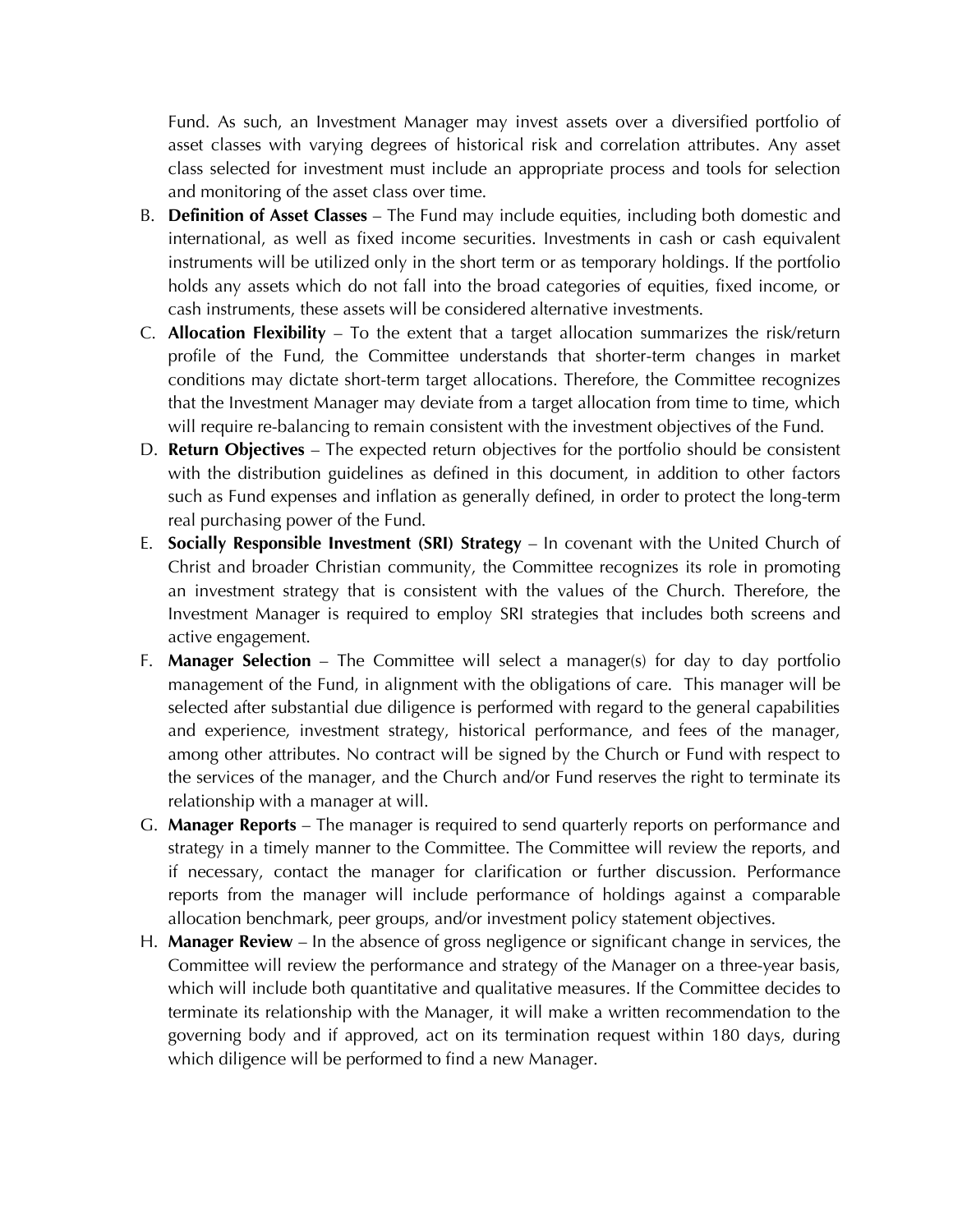Fund. As such, an Investment Manager may invest assets over a diversified portfolio of asset classes with varying degrees of historical risk and correlation attributes. Any asset class selected for investment must include an appropriate process and tools for selection and monitoring of the asset class over time.

B. **Definition of Asset Classes** – The Fund may include equities, including both domestic and international, as well as fixed income securities. Investments in cash or cash equivalent instruments will be utilized only in the short term or as temporary holdings. If the portfolio holds any assets which do not fall into the broad categories of equities, fixed income, or cash instruments, these assets will be considered alternative investments.

C. **Allocation Flexibility** – To the extent that a target allocation summarizes the risk/return profile of the Fund, the Committee understands that shorter-term changes in market conditions may dictate short-term target allocations. Therefore, the Committee recognizes that the Investment Manager may deviate from a target allocation from time to time, which will require re-balancing to remain consistent with the investment objectives of the Fund.

D. **Return Objectives** – The expected return objectives for the portfolio should be consistent with the distribution guidelines as defined in this document, in addition to other factors such as Fund expenses and inflation as generally defined, in order to protect the long-term real purchasing power of the Fund.

E. **Socially Responsible Investment (SRI) Strategy** – In covenant with the United Church of Christ and broader Christian community, the Committee recognizes its role in promoting an investment strategy that is consistent with the values of the Church. Therefore, the Investment Manager is required to employ SRI strategies that includes both screens and active engagement.

F. **Manager Selection** – The Committee will select a manager(s) for day to day portfolio management of the Fund, in alignment with the obligations of care. This manager will be selected after substantial due diligence is performed with regard to the general capabilities and experience, investment strategy, historical performance, and fees of the manager, among other attributes. No contract will be signed by the Church or Fund with respect to the services of the manager, and the Church and/or Fund reserves the right to terminate its relationship with a manager at will.

G. **Manager Reports** – The manager is required to send quarterly reports on performance and strategy in a timely manner to the Committee. The Committee will review the reports, and if necessary, contact the manager for clarification or further discussion. Performance reports from the manager will include performance of holdings against a comparable allocation benchmark, peer groups, and/or investment policy statement objectives.

H. **Manager Review** – In the absence of gross negligence or significant change in services, the Committee will review the performance and strategy of the Manager on a three-year basis, which will include both quantitative and qualitative measures. If the Committee decides to terminate its relationship with the Manager, it will make a written recommendation to the governing body and if approved, act on its termination request within 180 days, during which diligence will be performed to find a new Manager.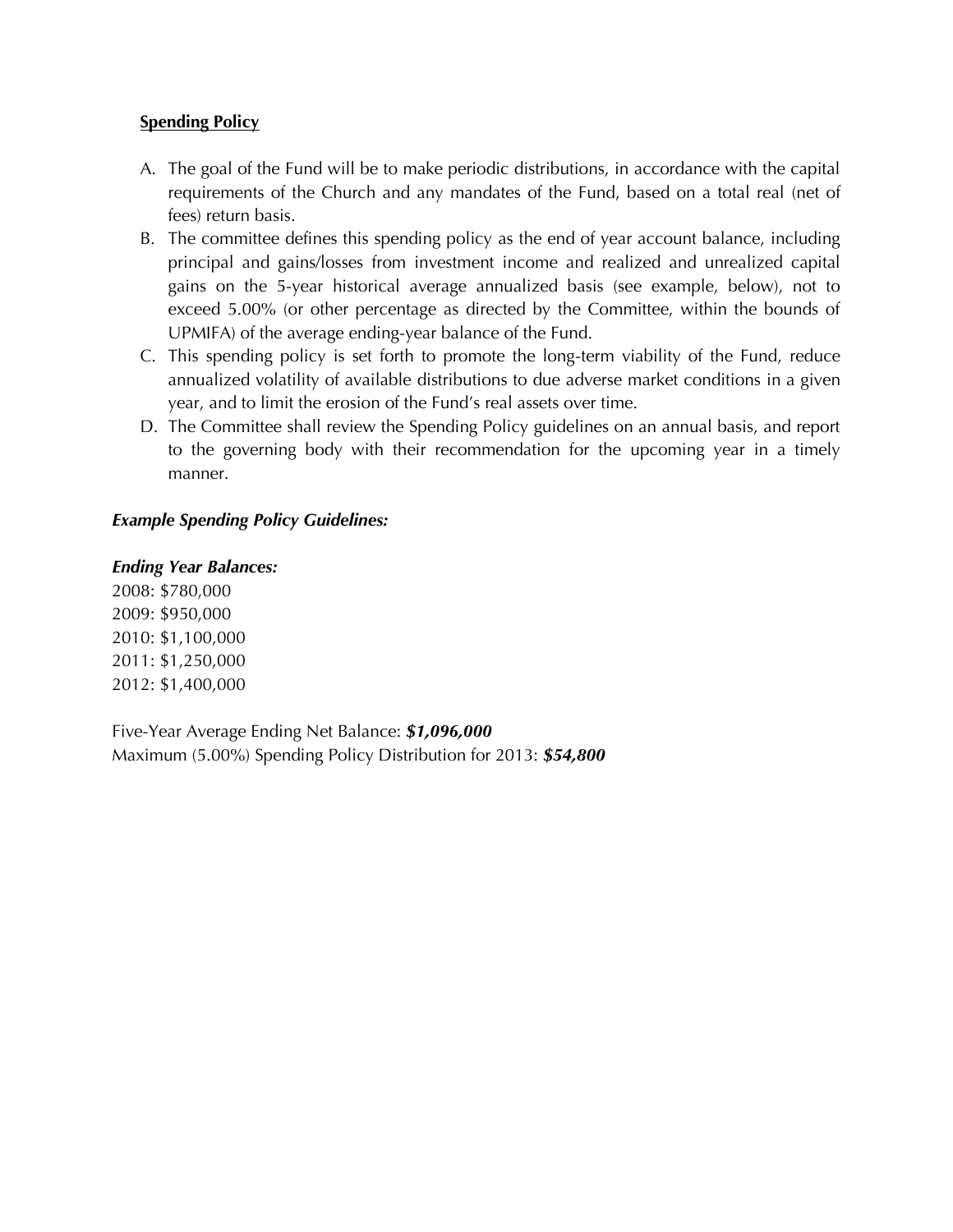**Spending Policy**

A. The goal of the Fund will be to make periodic distributions, in accordance with the capital requirements of the Church and any mandates of the Fund, based on a total real (net of fees) return basis.
B. The committee defines this spending policy as the end of year account balance, including principal and gains/losses from investment income and realized and unrealized capital gains on the 5-year historical average annualized basis (see example, below), not to exceed 5.00% (or other percentage as directed by the Committee, within the bounds of UPMIFA) of the average ending-year balance of the Fund.
C. This spending policy is set forth to promote the long-term viability of the Fund, reduce annualized volatility of available distributions to due adverse market conditions in a given year, and to limit the erosion of the Fund's real assets over time.
D. The Committee shall review the Spending Policy guidelines on an annual basis, and report to the governing body with their recommendation for the upcoming year in a timely manner.

***Example Spending Policy Guidelines:***

***Ending Year Balances:***
2008: $780,000
2009: $950,000
2010: $1,100,000
2011: $1,250,000
2012: $1,400,000

Five-Year Average Ending Net Balance: ***$1,096,000***
Maximum (5.00%) Spending Policy Distribution for 2013: ***$54,800***